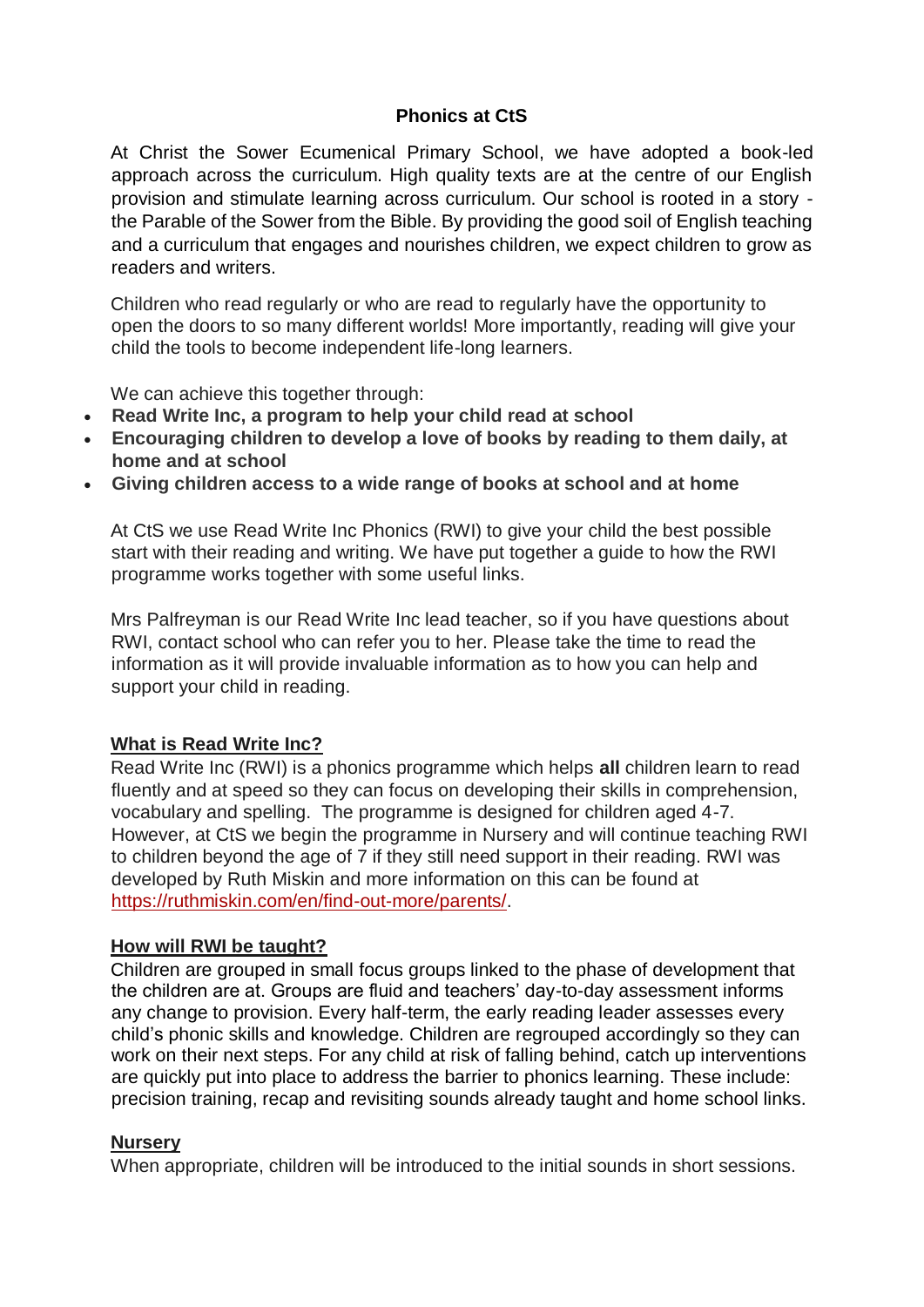# Phonics at CtS

At Christ the Sower Ecumenical Primary School, we have adopted a book-led approach across the curriculum. High quality texts are at the centre of our English provision and stimulate learning across curriculum. Our school is rooted in a story - the Parable of the Sower from the Bible. By providing the good soil of English teaching and a curriculum that engages and nourishes children, we expect children to grow as readers and writers.

Children who read regularly or who are read to regularly have the opportunity to open the doors to so many different worlds! More importantly, reading will give your child the tools to become independent life-long learners.

We can achieve this together through:

- **Read Write Inc, a program to help your child read at school**
- **Encouraging children to develop a love of books by reading to them daily, at home and at school**
- **Giving children access to a wide range of books at school and at home**

At CtS we use Read Write Inc Phonics (RWI) to give your child the best possible start with their reading and writing. We have put together a guide to how the RWI programme works together with some useful links.

Mrs Palfreyman is our Read Write Inc lead teacher, so if you have questions about RWI, contact school who can refer you to her. Please take the time to read the information as it will provide invaluable information as to how you can help and support your child in reading.

## What is Read Write Inc?

Read Write Inc (RWI) is a phonics programme which helps **all** children learn to read fluently and at speed so they can focus on developing their skills in comprehension, vocabulary and spelling. The programme is designed for children aged 4-7. However, at CtS we begin the programme in Nursery and will continue teaching RWI to children beyond the age of 7 if they still need support in their reading. RWI was developed by Ruth Miskin and more information on this can be found at https://ruthmiskin.com/en/find-out-more/parents/.

## How will RWI be taught?

Children are grouped in small focus groups linked to the phase of development that the children are at. Groups are fluid and teachers' day-to-day assessment informs any change to provision. Every half-term, the early reading leader assesses every child's phonic skills and knowledge. Children are regrouped accordingly so they can work on their next steps. For any child at risk of falling behind, catch up interventions are quickly put into place to address the barrier to phonics learning. These include: precision training, recap and revisiting sounds already taught and home school links.

## Nursery

When appropriate, children will be introduced to the initial sounds in short sessions.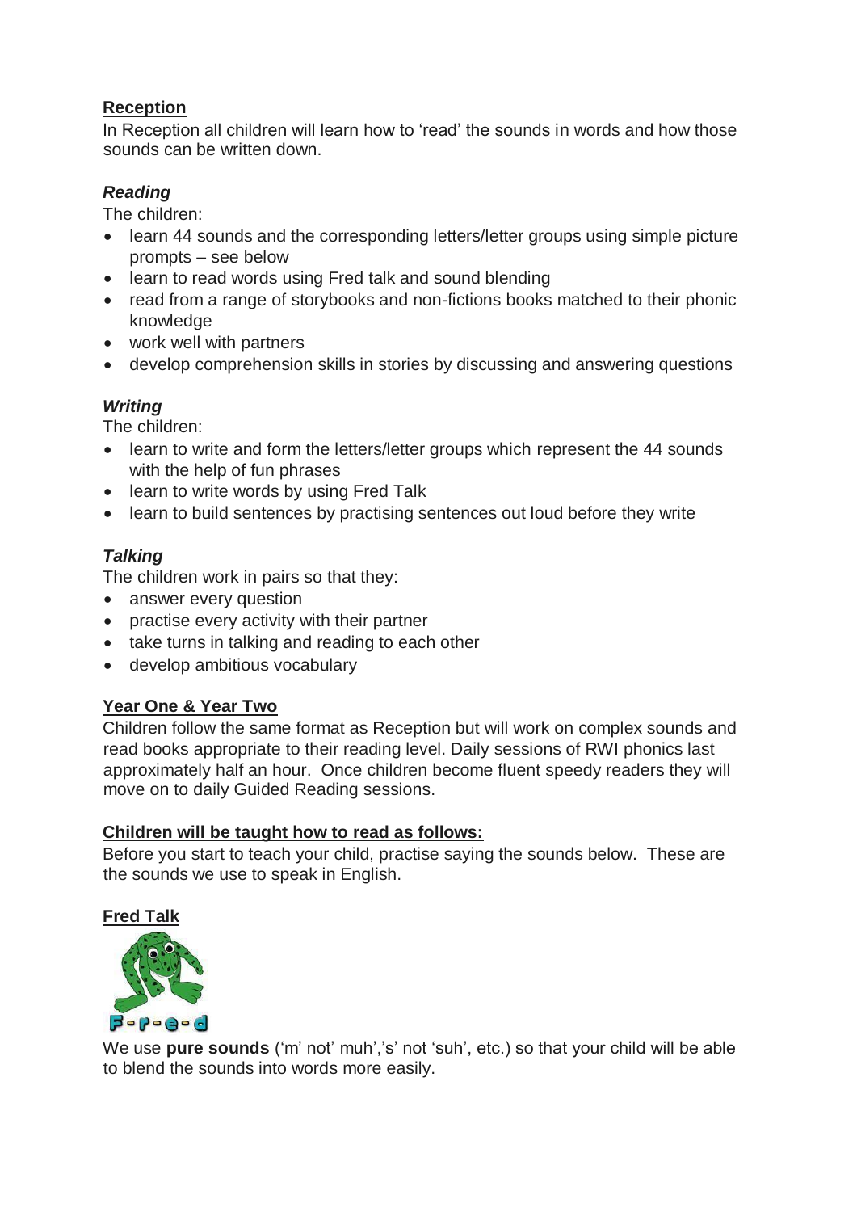## Reception

In Reception all children will learn how to 'read' the sounds in words and how those sounds can be written down.

### *Reading*

The children:

- learn 44 sounds and the corresponding letters/letter groups using simple picture prompts – see below
- learn to read words using Fred talk and sound blending
- read from a range of storybooks and non-fictions books matched to their phonic knowledge
- work well with partners
- develop comprehension skills in stories by discussing and answering questions

### *Writing*

The children:

- learn to write and form the letters/letter groups which represent the 44 sounds with the help of fun phrases
- learn to write words by using Fred Talk
- learn to build sentences by practising sentences out loud before they write

### *Talking*

The children work in pairs so that they:

- answer every question
- practise every activity with their partner
- take turns in talking and reading to each other
- develop ambitious vocabulary

## Year One & Year Two

Children follow the same format as Reception but will work on complex sounds and read books appropriate to their reading level. Daily sessions of RWI phonics last approximately half an hour. Once children become fluent speedy readers they will move on to daily Guided Reading sessions.

## Children will be taught how to read as follows:

Before you start to teach your child, practise saying the sounds below. These are the sounds we use to speak in English.

## Fred Talk

F-r-e-d

We use **pure sounds** ('m' not' muh','s' not 'suh', etc.) so that your child will be able to blend the sounds into words more easily.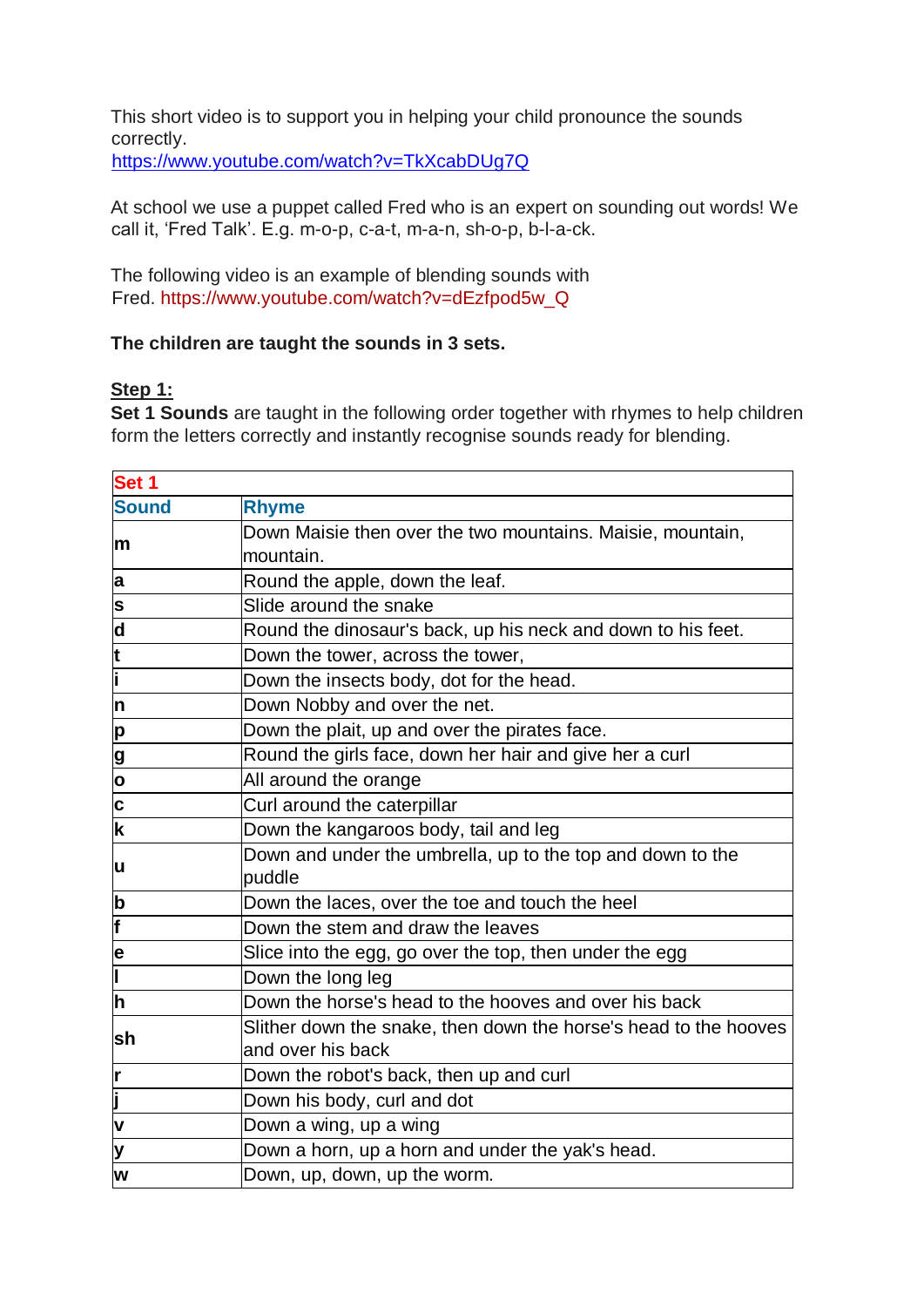This short video is to support you in helping your child pronounce the sounds correctly.
https://www.youtube.com/watch?v=TkXcabDUg7Q

At school we use a puppet called Fred who is an expert on sounding out words! We call it, 'Fred Talk'. E.g. m-o-p, c-a-t, m-a-n, sh-o-p, b-l-a-ck.

The following video is an example of blending sounds with Fred. https://www.youtube.com/watch?v=dEzfpod5w_Q

**The children are taught the sounds in 3 sets.**

**Step 1:**
**Set 1 Sounds** are taught in the following order together with rhymes to help children form the letters correctly and instantly recognise sounds ready for blending.

| Set 1 | |
|---|---|
| **Sound** | **Rhyme** |
| **m** | Down Maisie then over the two mountains. Maisie, mountain, mountain. |
| **a** | Round the apple, down the leaf. |
| **s** | Slide around the snake |
| **d** | Round the dinosaur's back, up his neck and down to his feet. |
| **t** | Down the tower, across the tower, |
| **i** | Down the insects body, dot for the head. |
| **n** | Down Nobby and over the net. |
| **p** | Down the plait, up and over the pirates face. |
| **g** | Round the girls face, down her hair and give her a curl |
| **o** | All around the orange |
| **c** | Curl around the caterpillar |
| **k** | Down the kangaroos body, tail and leg |
| **u** | Down and under the umbrella, up to the top and down to the puddle |
| **b** | Down the laces, over the toe and touch the heel |
| **f** | Down the stem and draw the leaves |
| **e** | Slice into the egg, go over the top, then under the egg |
| **l** | Down the long leg |
| **h** | Down the horse's head to the hooves and over his back |
| **sh** | Slither down the snake, then down the horse's head to the hooves and over his back |
| **r** | Down the robot's back, then up and curl |
| **j** | Down his body, curl and dot |
| **v** | Down a wing, up a wing |
| **y** | Down a horn, up a horn and under the yak's head. |
| **w** | Down, up, down, up the worm. |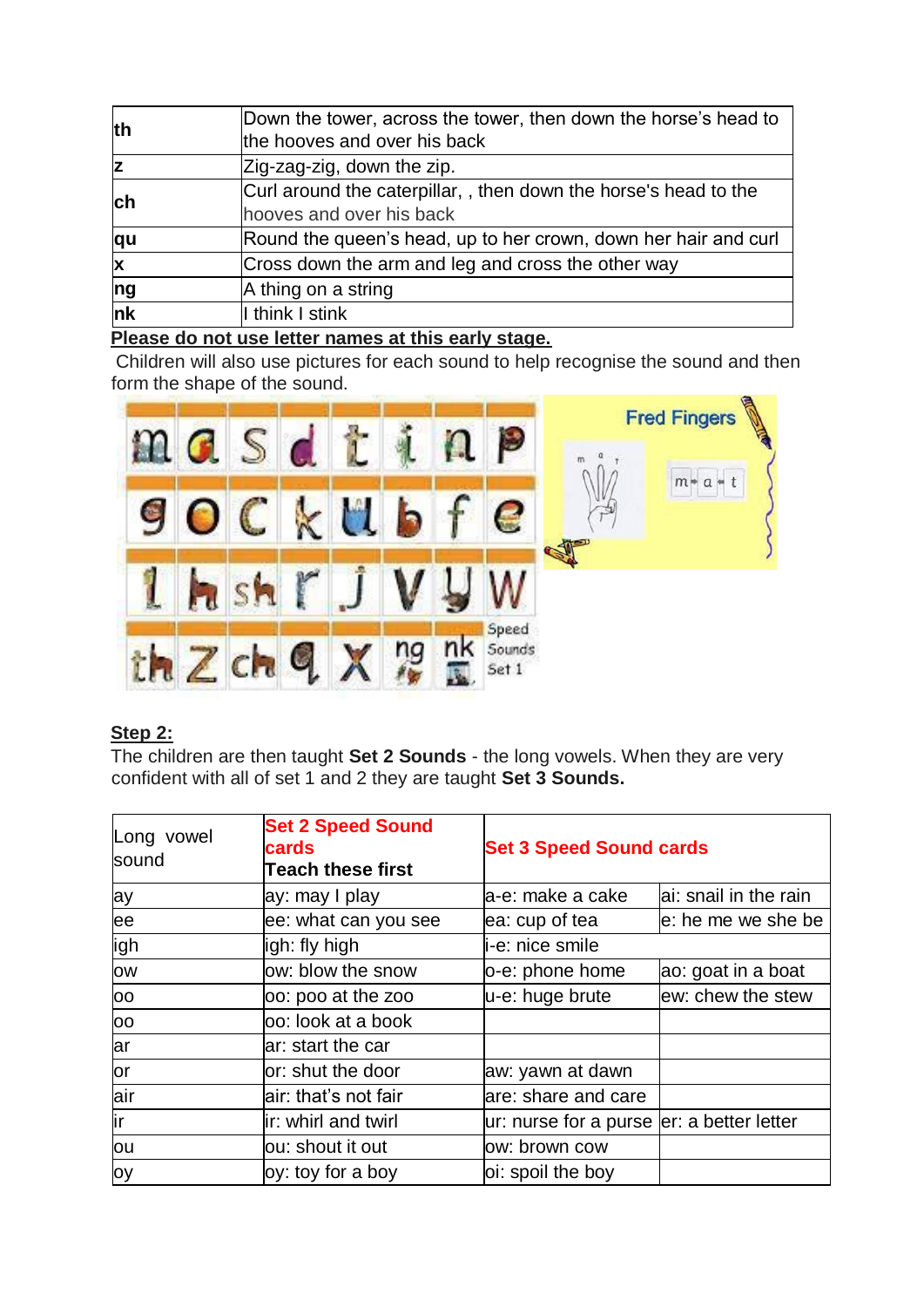| | |
|---|---|
| **th** | Down the tower, across the tower, then down the horse's head to the hooves and over his back |
| **z** | Zig-zag-zig, down the zip. |
| **ch** | Curl around the caterpillar, , then down the horse's head to the hooves and over his back |
| **qu** | Round the queen's head, up to her crown, down her hair and curl |
| **x** | Cross down the arm and leg and cross the other way |
| **ng** | A thing on a string |
| **nk** | I think I stink |

**Please do not use letter names at this early stage.**

Children will also use pictures for each sound to help recognise the sound and then form the shape of the sound.

**Step 2:**

The children are then taught **Set 2 Sounds** - the long vowels. When they are very confident with all of set 1 and 2 they are taught **Set 3 Sounds.**

| Long vowel sound | Set 2 Speed Sound cards **Teach these first** | Set 3 Speed Sound cards | |
|---|---|---|---|
| ay | ay: may I play | a-e: make a cake | ai: snail in the rain |
| ee | ee: what can you see | ea: cup of tea | e: he me we she be |
| igh | igh: fly high | i-e: nice smile | |
| ow | ow: blow the snow | o-e: phone home | ao: goat in a boat |
| oo | oo: poo at the zoo | u-e: huge brute | ew: chew the stew |
| oo | oo: look at a book | | |
| ar | ar: start the car | | |
| or | or: shut the door | aw: yawn at dawn | |
| air | air: that's not fair | are: share and care | |
| ir | ir: whirl and twirl | ur: nurse for a purse | er: a better letter |
| ou | ou: shout it out | ow: brown cow | |
| oy | oy: toy for a boy | oi: spoil the boy | |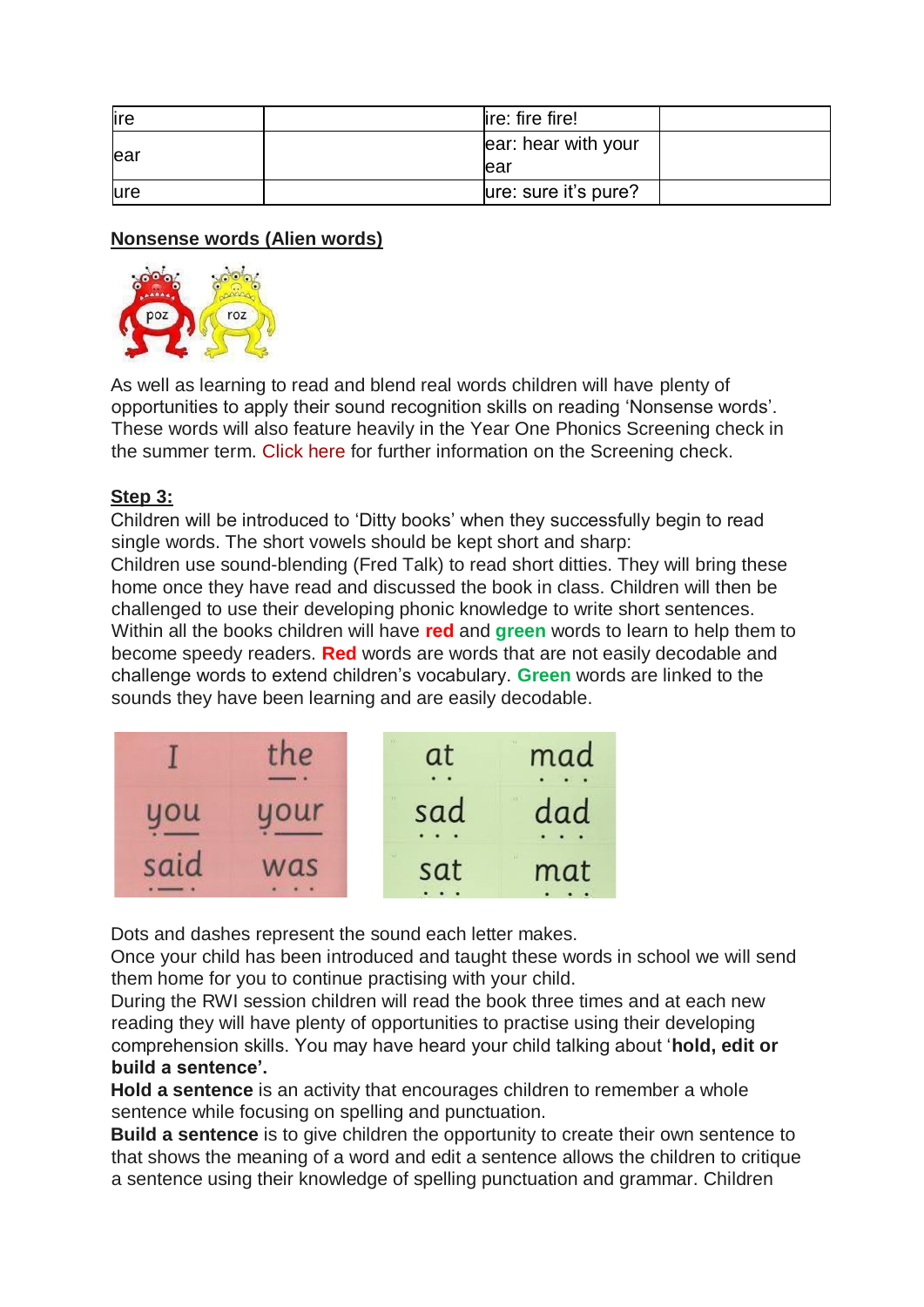| | | | |
|---|---|---|---|
| ire | | ire: fire fire! | |
| ear | | ear: hear with your ear | |
| ure | | ure: sure it's pure? | |

**Nonsense words (Alien words)**

poz roz

As well as learning to read and blend real words children will have plenty of opportunities to apply their sound recognition skills on reading 'Nonsense words'. These words will also feature heavily in the Year One Phonics Screening check in the summer term. Click here for further information on the Screening check.

**Step 3:**

Children will be introduced to 'Ditty books' when they successfully begin to read single words. The short vowels should be kept short and sharp:

Children use sound-blending (Fred Talk) to read short ditties. They will bring these home once they have read and discussed the book in class. Children will then be challenged to use their developing phonic knowledge to write short sentences.

Within all the books children will have **red** and **green** words to learn to help them to become speedy readers. **Red** words are words that are not easily decodable and challenge words to extend children's vocabulary. **Green** words are linked to the sounds they have been learning and are easily decodable.

| | |
|---|---|
| I | the |
| you | your |
| said | was |

| | |
|---|---|
| at | mad |
| sad | dad |
| sat | mat |

Dots and dashes represent the sound each letter makes.

Once your child has been introduced and taught these words in school we will send them home for you to continue practising with your child.

During the RWI session children will read the book three times and at each new reading they will have plenty of opportunities to practise using their developing comprehension skills. You may have heard your child talking about '**hold, edit or build a sentence'.**

**Hold a sentence** is an activity that encourages children to remember a whole sentence while focusing on spelling and punctuation.

**Build a sentence** is to give children the opportunity to create their own sentence to that shows the meaning of a word and edit a sentence allows the children to critique a sentence using their knowledge of spelling punctuation and grammar. Children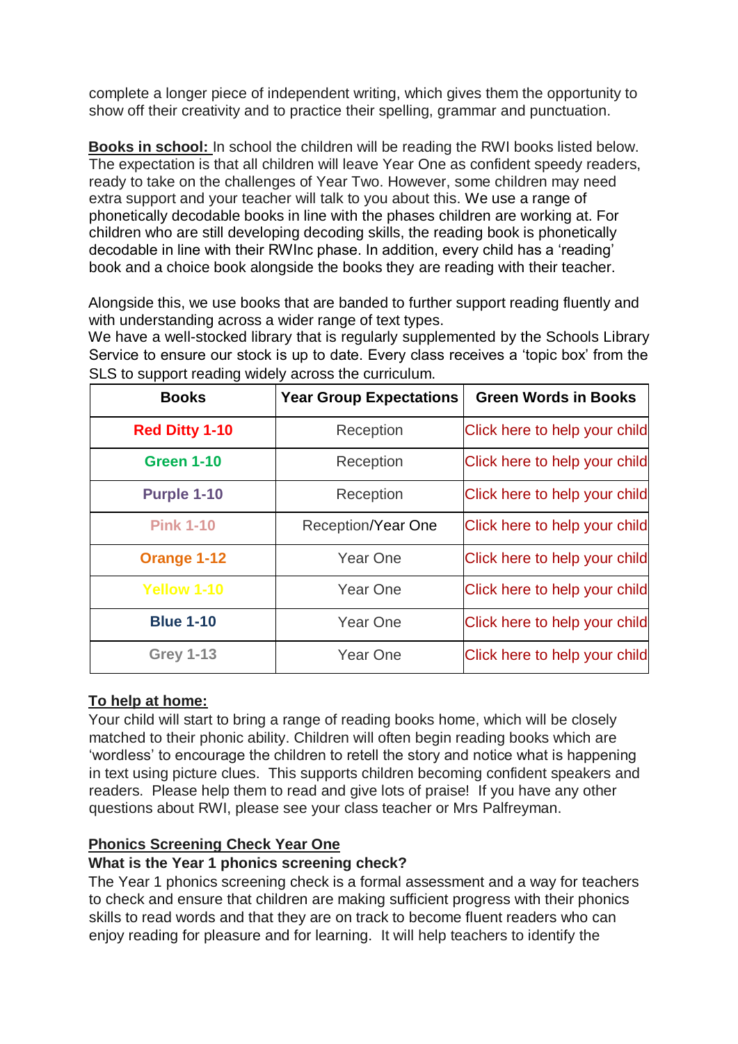complete a longer piece of independent writing, which gives them the opportunity to show off their creativity and to practice their spelling, grammar and punctuation.

**Books in school:** In school the children will be reading the RWI books listed below. The expectation is that all children will leave Year One as confident speedy readers, ready to take on the challenges of Year Two. However, some children may need extra support and your teacher will talk to you about this. We use a range of phonetically decodable books in line with the phases children are working at. For children who are still developing decoding skills, the reading book is phonetically decodable in line with their RWInc phase. In addition, every child has a 'reading' book and a choice book alongside the books they are reading with their teacher.

Alongside this, we use books that are banded to further support reading fluently and with understanding across a wider range of text types.
We have a well-stocked library that is regularly supplemented by the Schools Library Service to ensure our stock is up to date. Every class receives a 'topic box' from the SLS to support reading widely across the curriculum.

| Books | Year Group Expectations | Green Words in Books |
|---|---|---|
| Red Ditty 1-10 | Reception | Click here to help your child |
| Green 1-10 | Reception | Click here to help your child |
| Purple 1-10 | Reception | Click here to help your child |
| Pink 1-10 | Reception/Year One | Click here to help your child |
| Orange 1-12 | Year One | Click here to help your child |
| Yellow 1-10 | Year One | Click here to help your child |
| Blue 1-10 | Year One | Click here to help your child |
| Grey 1-13 | Year One | Click here to help your child |

**To help at home:**
Your child will start to bring a range of reading books home, which will be closely matched to their phonic ability. Children will often begin reading books which are 'wordless' to encourage the children to retell the story and notice what is happening in text using picture clues. This supports children becoming confident speakers and readers. Please help them to read and give lots of praise! If you have any other questions about RWI, please see your class teacher or Mrs Palfreyman.

**Phonics Screening Check Year One**

**What is the Year 1 phonics screening check?**

The Year 1 phonics screening check is a formal assessment and a way for teachers to check and ensure that children are making sufficient progress with their phonics skills to read words and that they are on track to become fluent readers who can enjoy reading for pleasure and for learning. It will help teachers to identify the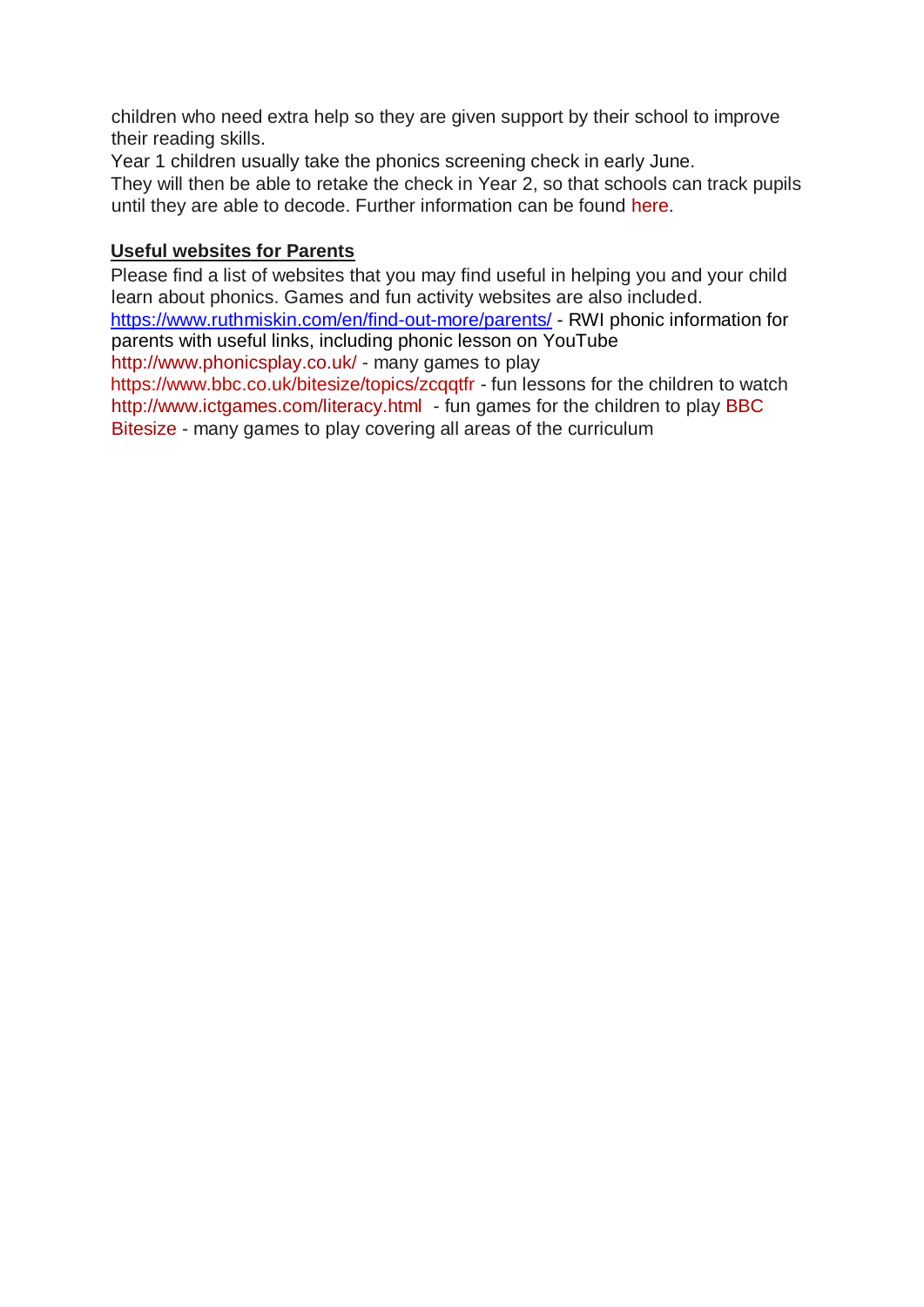children who need extra help so they are given support by their school to improve their reading skills.

Year 1 children usually take the phonics screening check in early June.

They will then be able to retake the check in Year 2, so that schools can track pupils until they are able to decode. Further information can be found here.

**Useful websites for Parents**

Please find a list of websites that you may find useful in helping you and your child learn about phonics. Games and fun activity websites are also included.

https://www.ruthmiskin.com/en/find-out-more/parents/ - RWI phonic information for parents with useful links, including phonic lesson on YouTube

http://www.phonicsplay.co.uk/ - many games to play

https://www.bbc.co.uk/bitesize/topics/zcqqtfr - fun lessons for the children to watch

http://www.ictgames.com/literacy.html - fun games for the children to play BBC Bitesize - many games to play covering all areas of the curriculum